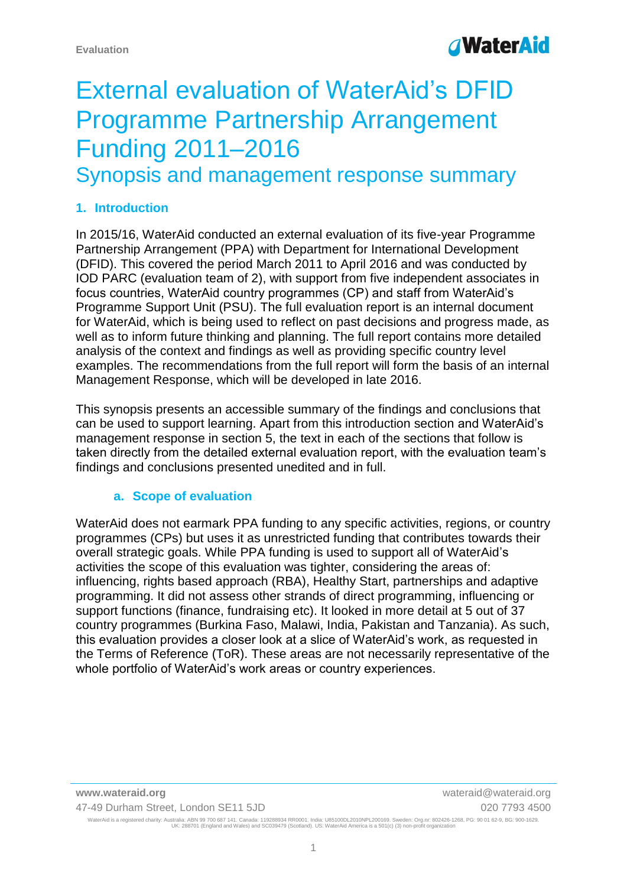# External evaluation of WaterAid's DFID Programme Partnership Arrangement Funding 2011–2016

## Synopsis and management response summary

### 1. Introduction

In 2015/16, WaterAid conducted an external evaluation of its five-year Programme Partnership Arrangement (PPA) with Department for International Development (DFID). This covered the period March 2011 to April 2016 and was conducted by IOD PARC (evaluation team of 2), with support from five independent associates in focus countries, WaterAid country programmes (CP) and staff from WaterAid's Programme Support Unit (PSU). The full evaluation report is an internal document for WaterAid, which is being used to reflect on past decisions and progress made, as well as to inform future thinking and planning. The full report contains more detailed analysis of the context and findings as well as providing specific country level examples. The recommendations from the full report will form the basis of an internal Management Response, which will be developed in late 2016.

This synopsis presents an accessible summary of the findings and conclusions that can be used to support learning. Apart from this introduction section and WaterAid's management response in section 5, the text in each of the sections that follow is taken directly from the detailed external evaluation report, with the evaluation team's findings and conclusions presented unedited and in full.

#### a. Scope of evaluation

WaterAid does not earmark PPA funding to any specific activities, regions, or country programmes (CPs) but uses it as unrestricted funding that contributes towards their overall strategic goals. While PPA funding is used to support all of WaterAid's activities the scope of this evaluation was tighter, considering the areas of: influencing, rights based approach (RBA), Healthy Start, partnerships and adaptive programming. It did not assess other strands of direct programming, influencing or support functions (finance, fundraising etc). It looked in more detail at 5 out of 37 country programmes (Burkina Faso, Malawi, India, Pakistan and Tanzania). As such, this evaluation provides a closer look at a slice of WaterAid's work, as requested in the Terms of Reference (ToR). These areas are not necessarily representative of the whole portfolio of WaterAid's work areas or country experiences.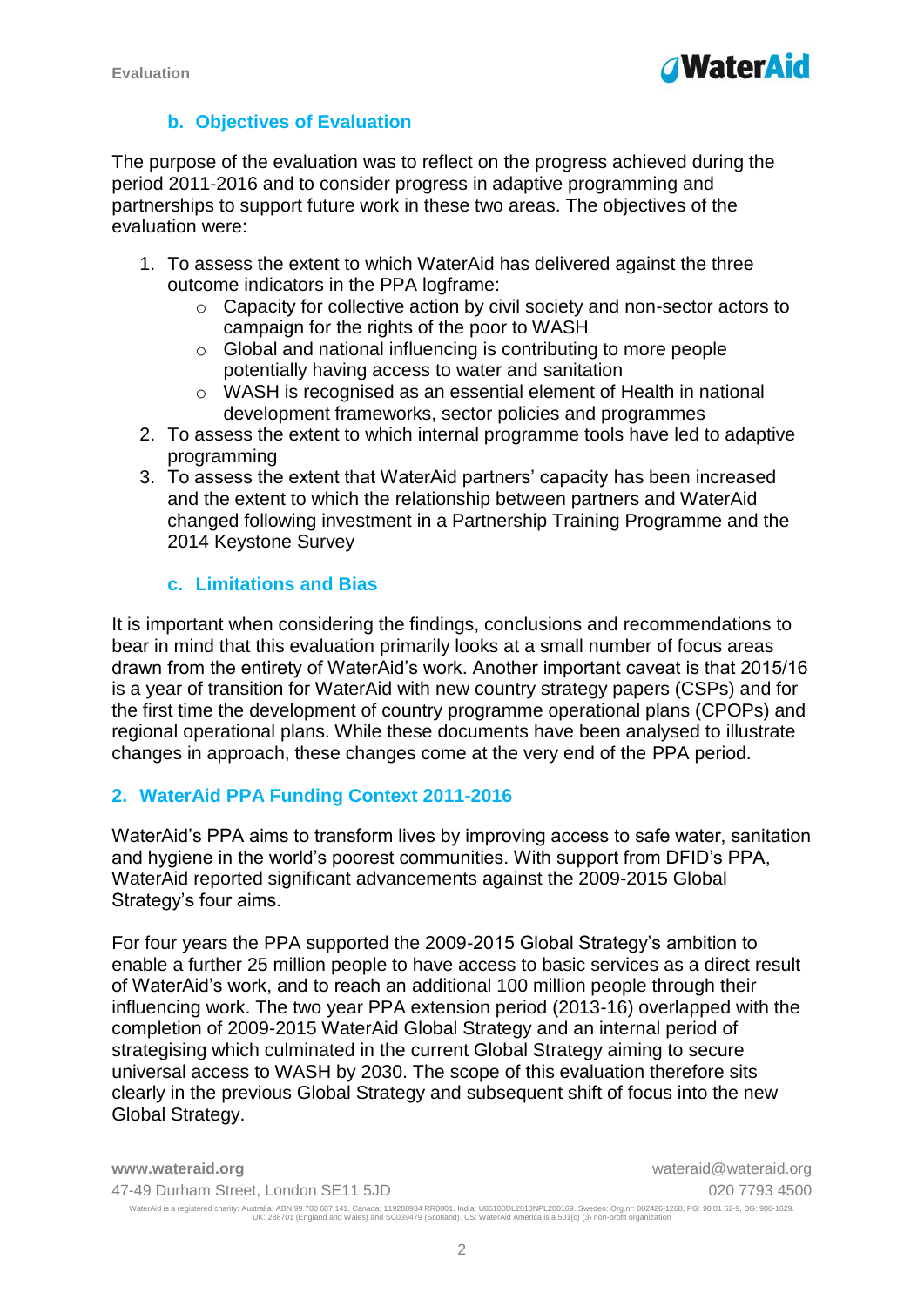### b. Objectives of Evaluation

The purpose of the evaluation was to reflect on the progress achieved during the period 2011-2016 and to consider progress in adaptive programming and partnerships to support future work in these two areas. The objectives of the evaluation were:

1. To assess the extent to which WaterAid has delivered against the three outcome indicators in the PPA logframe:
    - Capacity for collective action by civil society and non-sector actors to campaign for the rights of the poor to WASH
    - Global and national influencing is contributing to more people potentially having access to water and sanitation
    - WASH is recognised as an essential element of Health in national development frameworks, sector policies and programmes
2. To assess the extent to which internal programme tools have led to adaptive programming
3. To assess the extent that WaterAid partners' capacity has been increased and the extent to which the relationship between partners and WaterAid changed following investment in a Partnership Training Programme and the 2014 Keystone Survey

### c. Limitations and Bias

It is important when considering the findings, conclusions and recommendations to bear in mind that this evaluation primarily looks at a small number of focus areas drawn from the entirety of WaterAid's work. Another important caveat is that 2015/16 is a year of transition for WaterAid with new country strategy papers (CSPs) and for the first time the development of country programme operational plans (CPOPs) and regional operational plans. While these documents have been analysed to illustrate changes in approach, these changes come at the very end of the PPA period.

## 2. WaterAid PPA Funding Context 2011-2016

WaterAid's PPA aims to transform lives by improving access to safe water, sanitation and hygiene in the world's poorest communities. With support from DFID's PPA, WaterAid reported significant advancements against the 2009-2015 Global Strategy's four aims.

For four years the PPA supported the 2009-2015 Global Strategy's ambition to enable a further 25 million people to have access to basic services as a direct result of WaterAid's work, and to reach an additional 100 million people through their influencing work. The two year PPA extension period (2013-16) overlapped with the completion of 2009-2015 WaterAid Global Strategy and an internal period of strategising which culminated in the current Global Strategy aiming to secure universal access to WASH by 2030. The scope of this evaluation therefore sits clearly in the previous Global Strategy and subsequent shift of focus into the new Global Strategy.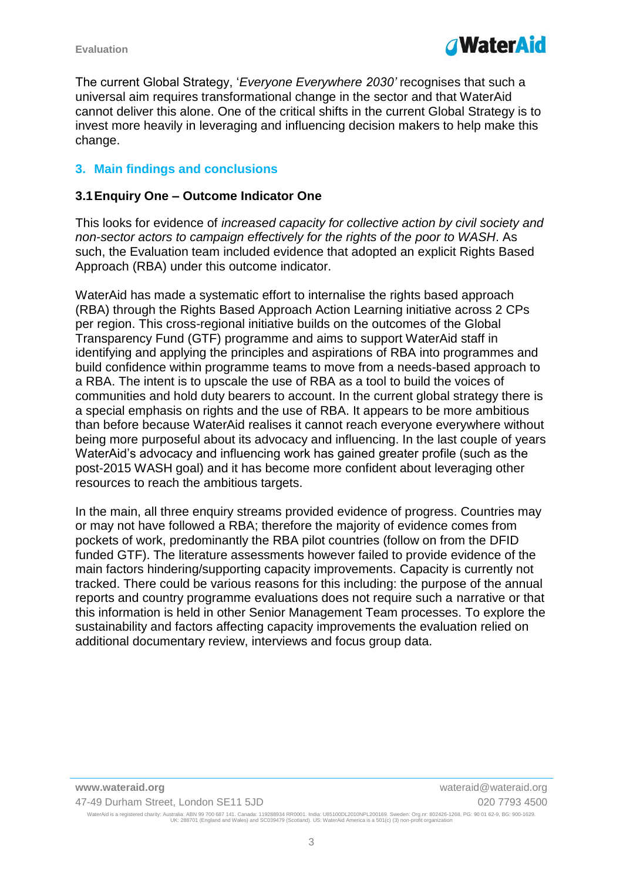The current Global Strategy, '*Everyone Everywhere 2030'* recognises that such a universal aim requires transformational change in the sector and that WaterAid cannot deliver this alone. One of the critical shifts in the current Global Strategy is to invest more heavily in leveraging and influencing decision makers to help make this change.

## 3. Main findings and conclusions

### 3.1 Enquiry One – Outcome Indicator One

This looks for evidence of *increased capacity for collective action by civil society and non-sector actors to campaign effectively for the rights of the poor to WASH*. As such, the Evaluation team included evidence that adopted an explicit Rights Based Approach (RBA) under this outcome indicator.

WaterAid has made a systematic effort to internalise the rights based approach (RBA) through the Rights Based Approach Action Learning initiative across 2 CPs per region. This cross-regional initiative builds on the outcomes of the Global Transparency Fund (GTF) programme and aims to support WaterAid staff in identifying and applying the principles and aspirations of RBA into programmes and build confidence within programme teams to move from a needs-based approach to a RBA. The intent is to upscale the use of RBA as a tool to build the voices of communities and hold duty bearers to account. In the current global strategy there is a special emphasis on rights and the use of RBA. It appears to be more ambitious than before because WaterAid realises it cannot reach everyone everywhere without being more purposeful about its advocacy and influencing. In the last couple of years WaterAid's advocacy and influencing work has gained greater profile (such as the post-2015 WASH goal) and it has become more confident about leveraging other resources to reach the ambitious targets.

In the main, all three enquiry streams provided evidence of progress. Countries may or may not have followed a RBA; therefore the majority of evidence comes from pockets of work, predominantly the RBA pilot countries (follow on from the DFID funded GTF). The literature assessments however failed to provide evidence of the main factors hindering/supporting capacity improvements. Capacity is currently not tracked. There could be various reasons for this including: the purpose of the annual reports and country programme evaluations does not require such a narrative or that this information is held in other Senior Management Team processes. To explore the sustainability and factors affecting capacity improvements the evaluation relied on additional documentary review, interviews and focus group data.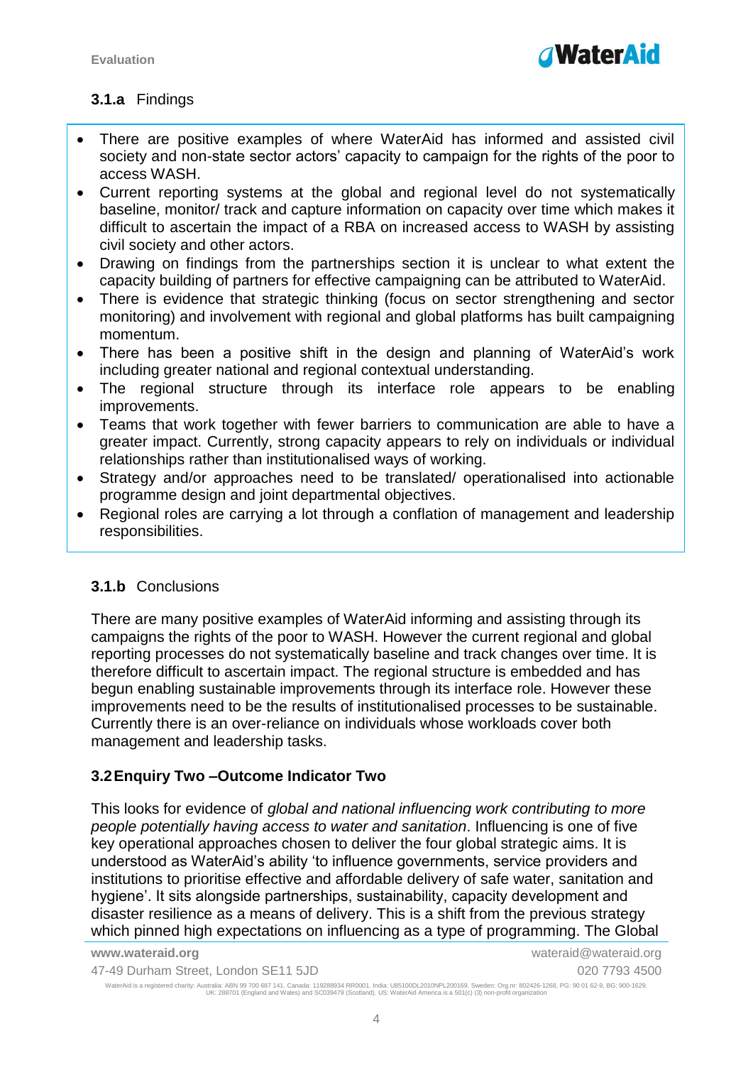### 3.1.a Findings

- There are positive examples of where WaterAid has informed and assisted civil society and non-state sector actors' capacity to campaign for the rights of the poor to access WASH.
- Current reporting systems at the global and regional level do not systematically baseline, monitor/ track and capture information on capacity over time which makes it difficult to ascertain the impact of a RBA on increased access to WASH by assisting civil society and other actors.
- Drawing on findings from the partnerships section it is unclear to what extent the capacity building of partners for effective campaigning can be attributed to WaterAid.
- There is evidence that strategic thinking (focus on sector strengthening and sector monitoring) and involvement with regional and global platforms has built campaigning momentum.
- There has been a positive shift in the design and planning of WaterAid's work including greater national and regional contextual understanding.
- The regional structure through its interface role appears to be enabling improvements.
- Teams that work together with fewer barriers to communication are able to have a greater impact. Currently, strong capacity appears to rely on individuals or individual relationships rather than institutionalised ways of working.
- Strategy and/or approaches need to be translated/ operationalised into actionable programme design and joint departmental objectives.
- Regional roles are carrying a lot through a conflation of management and leadership responsibilities.

### 3.1.b Conclusions

There are many positive examples of WaterAid informing and assisting through its campaigns the rights of the poor to WASH. However the current regional and global reporting processes do not systematically baseline and track changes over time. It is therefore difficult to ascertain impact. The regional structure is embedded and has begun enabling sustainable improvements through its interface role. However these improvements need to be the results of institutionalised processes to be sustainable. Currently there is an over-reliance on individuals whose workloads cover both management and leadership tasks.

### 3.2 Enquiry Two –Outcome Indicator Two

This looks for evidence of *global and national influencing work contributing to more people potentially having access to water and sanitation*. Influencing is one of five key operational approaches chosen to deliver the four global strategic aims. It is understood as WaterAid's ability 'to influence governments, service providers and institutions to prioritise effective and affordable delivery of safe water, sanitation and hygiene'. It sits alongside partnerships, sustainability, capacity development and disaster resilience as a means of delivery. This is a shift from the previous strategy which pinned high expectations on influencing as a type of programming. The Global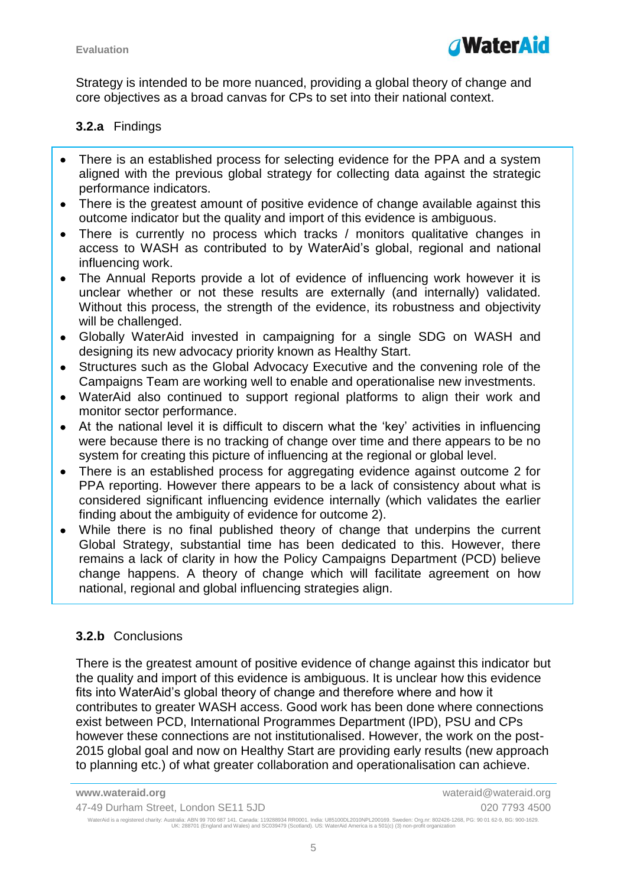Strategy is intended to be more nuanced, providing a global theory of change and core objectives as a broad canvas for CPs to set into their national context.

### 3.2.a Findings

- There is an established process for selecting evidence for the PPA and a system aligned with the previous global strategy for collecting data against the strategic performance indicators.
- There is the greatest amount of positive evidence of change available against this outcome indicator but the quality and import of this evidence is ambiguous.
- There is currently no process which tracks / monitors qualitative changes in access to WASH as contributed to by WaterAid's global, regional and national influencing work.
- The Annual Reports provide a lot of evidence of influencing work however it is unclear whether or not these results are externally (and internally) validated. Without this process, the strength of the evidence, its robustness and objectivity will be challenged.
- Globally WaterAid invested in campaigning for a single SDG on WASH and designing its new advocacy priority known as Healthy Start.
- Structures such as the Global Advocacy Executive and the convening role of the Campaigns Team are working well to enable and operationalise new investments.
- WaterAid also continued to support regional platforms to align their work and monitor sector performance.
- At the national level it is difficult to discern what the 'key' activities in influencing were because there is no tracking of change over time and there appears to be no system for creating this picture of influencing at the regional or global level.
- There is an established process for aggregating evidence against outcome 2 for PPA reporting. However there appears to be a lack of consistency about what is considered significant influencing evidence internally (which validates the earlier finding about the ambiguity of evidence for outcome 2).
- While there is no final published theory of change that underpins the current Global Strategy, substantial time has been dedicated to this. However, there remains a lack of clarity in how the Policy Campaigns Department (PCD) believe change happens. A theory of change which will facilitate agreement on how national, regional and global influencing strategies align.

### 3.2.b Conclusions

There is the greatest amount of positive evidence of change against this indicator but the quality and import of this evidence is ambiguous. It is unclear how this evidence fits into WaterAid's global theory of change and therefore where and how it contributes to greater WASH access. Good work has been done where connections exist between PCD, International Programmes Department (IPD), PSU and CPs however these connections are not institutionalised. However, the work on the post-2015 global goal and now on Healthy Start are providing early results (new approach to planning etc.) of what greater collaboration and operationalisation can achieve.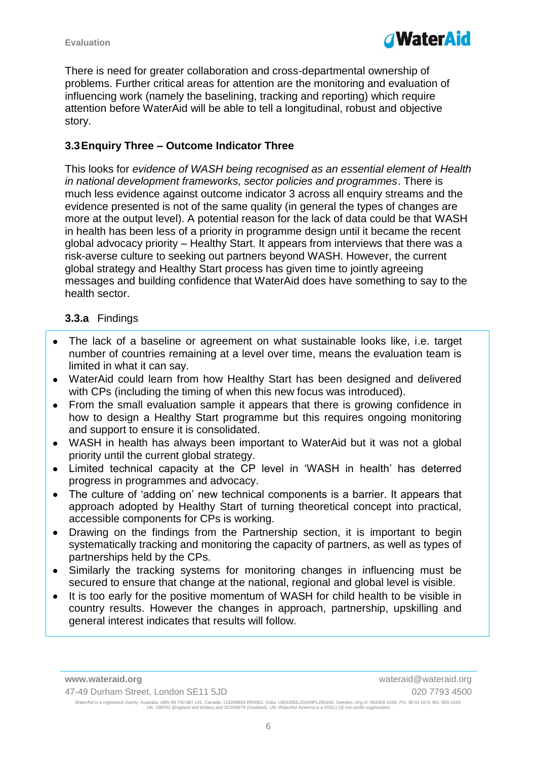There is need for greater collaboration and cross-departmental ownership of problems. Further critical areas for attention are the monitoring and evaluation of influencing work (namely the baselining, tracking and reporting) which require attention before WaterAid will be able to tell a longitudinal, robust and objective story.

### 3.3 Enquiry Three – Outcome Indicator Three

This looks for *evidence of WASH being recognised as an essential element of Health in national development frameworks, sector policies and programmes*. There is much less evidence against outcome indicator 3 across all enquiry streams and the evidence presented is not of the same quality (in general the types of changes are more at the output level). A potential reason for the lack of data could be that WASH in health has been less of a priority in programme design until it became the recent global advocacy priority – Healthy Start. It appears from interviews that there was a risk-averse culture to seeking out partners beyond WASH. However, the current global strategy and Healthy Start process has given time to jointly agreeing messages and building confidence that WaterAid does have something to say to the health sector.

#### **3.3.a** Findings

- The lack of a baseline or agreement on what sustainable looks like, i.e. target number of countries remaining at a level over time, means the evaluation team is limited in what it can say.
- WaterAid could learn from how Healthy Start has been designed and delivered with CPs (including the timing of when this new focus was introduced).
- From the small evaluation sample it appears that there is growing confidence in how to design a Healthy Start programme but this requires ongoing monitoring and support to ensure it is consolidated.
- WASH in health has always been important to WaterAid but it was not a global priority until the current global strategy.
- Limited technical capacity at the CP level in 'WASH in health' has deterred progress in programmes and advocacy.
- The culture of 'adding on' new technical components is a barrier. It appears that approach adopted by Healthy Start of turning theoretical concept into practical, accessible components for CPs is working.
- Drawing on the findings from the Partnership section, it is important to begin systematically tracking and monitoring the capacity of partners, as well as types of partnerships held by the CPs.
- Similarly the tracking systems for monitoring changes in influencing must be secured to ensure that change at the national, regional and global level is visible.
- It is too early for the positive momentum of WASH for child health to be visible in country results. However the changes in approach, partnership, upskilling and general interest indicates that results will follow.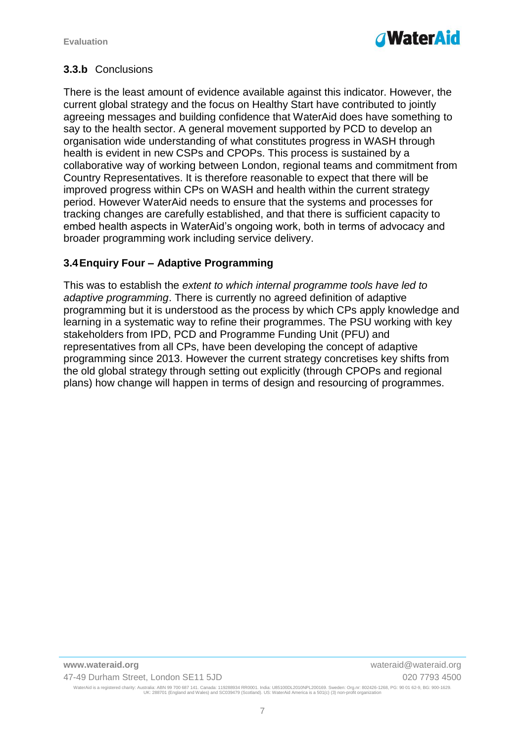### 3.3.b Conclusions

There is the least amount of evidence available against this indicator. However, the current global strategy and the focus on Healthy Start have contributed to jointly agreeing messages and building confidence that WaterAid does have something to say to the health sector. A general movement supported by PCD to develop an organisation wide understanding of what constitutes progress in WASH through health is evident in new CSPs and CPOPs. This process is sustained by a collaborative way of working between London, regional teams and commitment from Country Representatives. It is therefore reasonable to expect that there will be improved progress within CPs on WASH and health within the current strategy period. However WaterAid needs to ensure that the systems and processes for tracking changes are carefully established, and that there is sufficient capacity to embed health aspects in WaterAid's ongoing work, both in terms of advocacy and broader programming work including service delivery.

### 3.4 Enquiry Four – Adaptive Programming

This was to establish the *extent to which internal programme tools have led to adaptive programming*. There is currently no agreed definition of adaptive programming but it is understood as the process by which CPs apply knowledge and learning in a systematic way to refine their programmes. The PSU working with key stakeholders from IPD, PCD and Programme Funding Unit (PFU) and representatives from all CPs, have been developing the concept of adaptive programming since 2013. However the current strategy concretises key shifts from the old global strategy through setting out explicitly (through CPOPs and regional plans) how change will happen in terms of design and resourcing of programmes.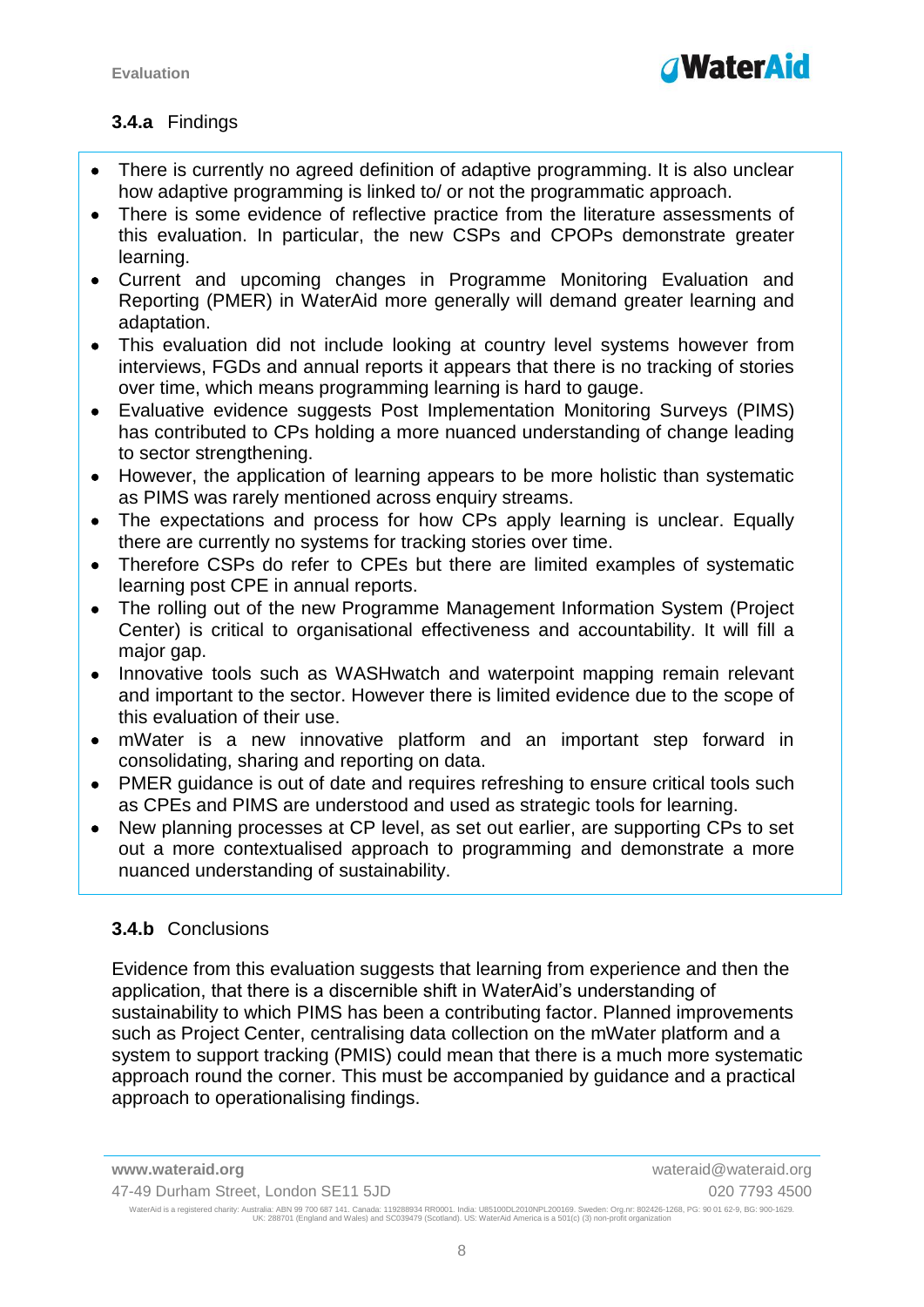### 3.4.a Findings

- There is currently no agreed definition of adaptive programming. It is also unclear how adaptive programming is linked to/ or not the programmatic approach.
- There is some evidence of reflective practice from the literature assessments of this evaluation. In particular, the new CSPs and CPOPs demonstrate greater learning.
- Current and upcoming changes in Programme Monitoring Evaluation and Reporting (PMER) in WaterAid more generally will demand greater learning and adaptation.
- This evaluation did not include looking at country level systems however from interviews, FGDs and annual reports it appears that there is no tracking of stories over time, which means programming learning is hard to gauge.
- Evaluative evidence suggests Post Implementation Monitoring Surveys (PIMS) has contributed to CPs holding a more nuanced understanding of change leading to sector strengthening.
- However, the application of learning appears to be more holistic than systematic as PIMS was rarely mentioned across enquiry streams.
- The expectations and process for how CPs apply learning is unclear. Equally there are currently no systems for tracking stories over time.
- Therefore CSPs do refer to CPEs but there are limited examples of systematic learning post CPE in annual reports.
- The rolling out of the new Programme Management Information System (Project Center) is critical to organisational effectiveness and accountability. It will fill a major gap.
- Innovative tools such as WASHwatch and waterpoint mapping remain relevant and important to the sector. However there is limited evidence due to the scope of this evaluation of their use.
- mWater is a new innovative platform and an important step forward in consolidating, sharing and reporting on data.
- PMER guidance is out of date and requires refreshing to ensure critical tools such as CPEs and PIMS are understood and used as strategic tools for learning.
- New planning processes at CP level, as set out earlier, are supporting CPs to set out a more contextualised approach to programming and demonstrate a more nuanced understanding of sustainability.

### 3.4.b Conclusions

Evidence from this evaluation suggests that learning from experience and then the application, that there is a discernible shift in WaterAid's understanding of sustainability to which PIMS has been a contributing factor. Planned improvements such as Project Center, centralising data collection on the mWater platform and a system to support tracking (PMIS) could mean that there is a much more systematic approach round the corner. This must be accompanied by guidance and a practical approach to operationalising findings.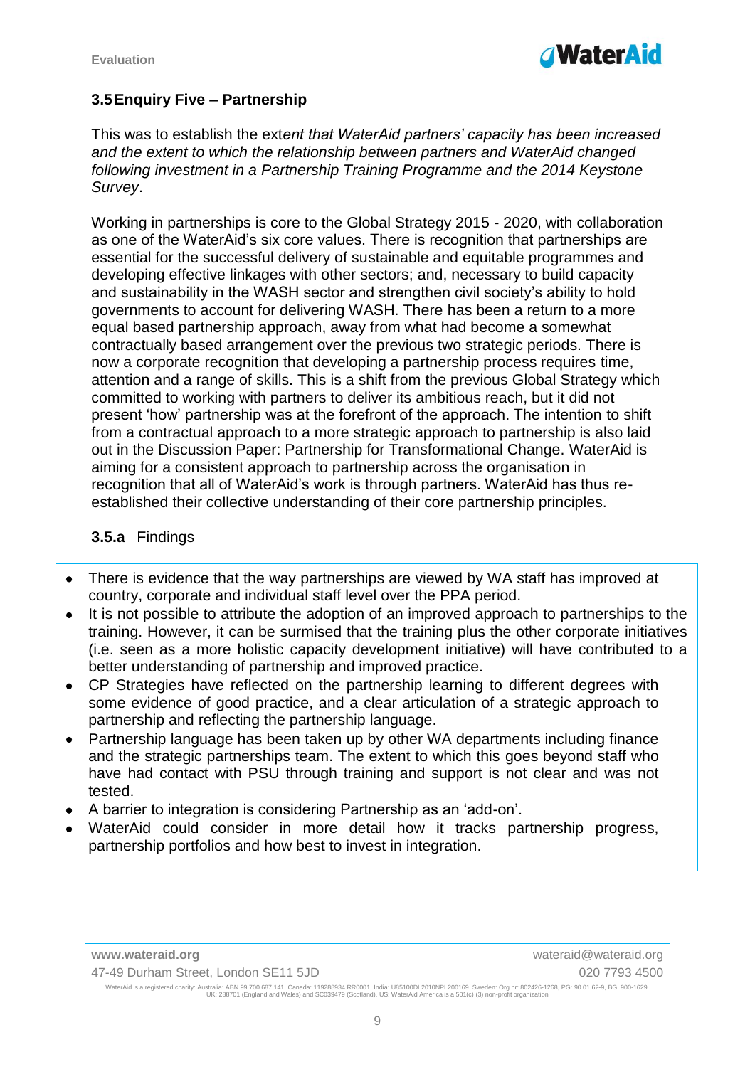### 3.5 Enquiry Five – Partnership

This was to establish the ext*ent that WaterAid partners' capacity has been increased and the extent to which the relationship between partners and WaterAid changed following investment in a Partnership Training Programme and the 2014 Keystone Survey*.

Working in partnerships is core to the Global Strategy 2015 - 2020, with collaboration as one of the WaterAid's six core values. There is recognition that partnerships are essential for the successful delivery of sustainable and equitable programmes and developing effective linkages with other sectors; and, necessary to build capacity and sustainability in the WASH sector and strengthen civil society's ability to hold governments to account for delivering WASH. There has been a return to a more equal based partnership approach, away from what had become a somewhat contractually based arrangement over the previous two strategic periods. There is now a corporate recognition that developing a partnership process requires time, attention and a range of skills. This is a shift from the previous Global Strategy which committed to working with partners to deliver its ambitious reach, but it did not present 'how' partnership was at the forefront of the approach. The intention to shift from a contractual approach to a more strategic approach to partnership is also laid out in the Discussion Paper: Partnership for Transformational Change. WaterAid is aiming for a consistent approach to partnership across the organisation in recognition that all of WaterAid's work is through partners. WaterAid has thus re-established their collective understanding of their core partnership principles.

#### 3.5.a Findings

- There is evidence that the way partnerships are viewed by WA staff has improved at country, corporate and individual staff level over the PPA period.
- It is not possible to attribute the adoption of an improved approach to partnerships to the training. However, it can be surmised that the training plus the other corporate initiatives (i.e. seen as a more holistic capacity development initiative) will have contributed to a better understanding of partnership and improved practice.
- CP Strategies have reflected on the partnership learning to different degrees with some evidence of good practice, and a clear articulation of a strategic approach to partnership and reflecting the partnership language.
- Partnership language has been taken up by other WA departments including finance and the strategic partnerships team. The extent to which this goes beyond staff who have had contact with PSU through training and support is not clear and was not tested.
- A barrier to integration is considering Partnership as an 'add-on'.
- WaterAid could consider in more detail how it tracks partnership progress, partnership portfolios and how best to invest in integration.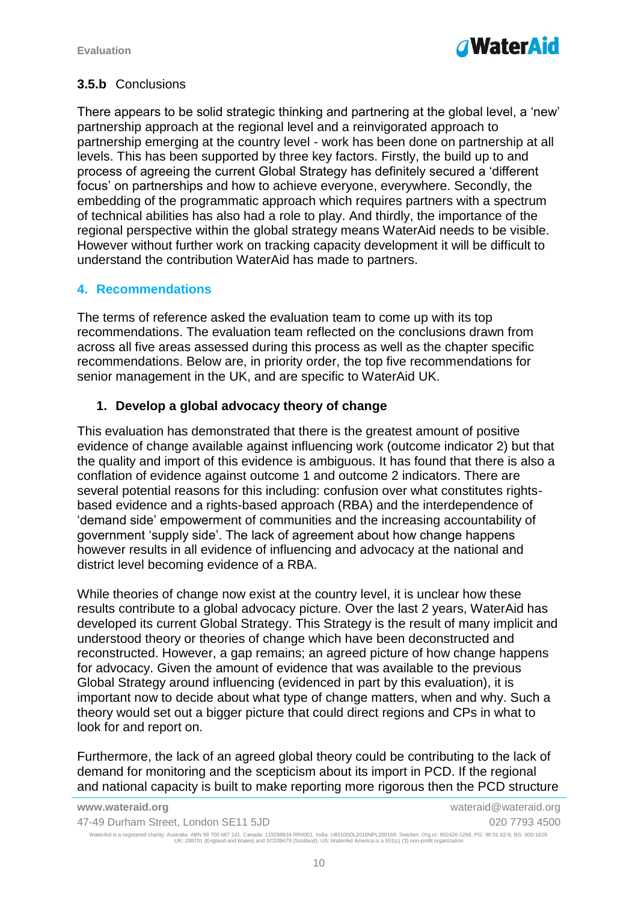### 3.5.b Conclusions

There appears to be solid strategic thinking and partnering at the global level, a 'new' partnership approach at the regional level and a reinvigorated approach to partnership emerging at the country level - work has been done on partnership at all levels. This has been supported by three key factors. Firstly, the build up to and process of agreeing the current Global Strategy has definitely secured a 'different focus' on partnerships and how to achieve everyone, everywhere. Secondly, the embedding of the programmatic approach which requires partners with a spectrum of technical abilities has also had a role to play. And thirdly, the importance of the regional perspective within the global strategy means WaterAid needs to be visible. However without further work on tracking capacity development it will be difficult to understand the contribution WaterAid has made to partners.

## 4. Recommendations

The terms of reference asked the evaluation team to come up with its top recommendations. The evaluation team reflected on the conclusions drawn from across all five areas assessed during this process as well as the chapter specific recommendations. Below are, in priority order, the top five recommendations for senior management in the UK, and are specific to WaterAid UK.

### 1. Develop a global advocacy theory of change

This evaluation has demonstrated that there is the greatest amount of positive evidence of change available against influencing work (outcome indicator 2) but that the quality and import of this evidence is ambiguous. It has found that there is also a conflation of evidence against outcome 1 and outcome 2 indicators. There are several potential reasons for this including: confusion over what constitutes rights-based evidence and a rights-based approach (RBA) and the interdependence of 'demand side' empowerment of communities and the increasing accountability of government 'supply side'. The lack of agreement about how change happens however results in all evidence of influencing and advocacy at the national and district level becoming evidence of a RBA.

While theories of change now exist at the country level, it is unclear how these results contribute to a global advocacy picture. Over the last 2 years, WaterAid has developed its current Global Strategy. This Strategy is the result of many implicit and understood theory or theories of change which have been deconstructed and reconstructed. However, a gap remains; an agreed picture of how change happens for advocacy. Given the amount of evidence that was available to the previous Global Strategy around influencing (evidenced in part by this evaluation), it is important now to decide about what type of change matters, when and why. Such a theory would set out a bigger picture that could direct regions and CPs in what to look for and report on.

Furthermore, the lack of an agreed global theory could be contributing to the lack of demand for monitoring and the scepticism about its import in PCD. If the regional and national capacity is built to make reporting more rigorous then the PCD structure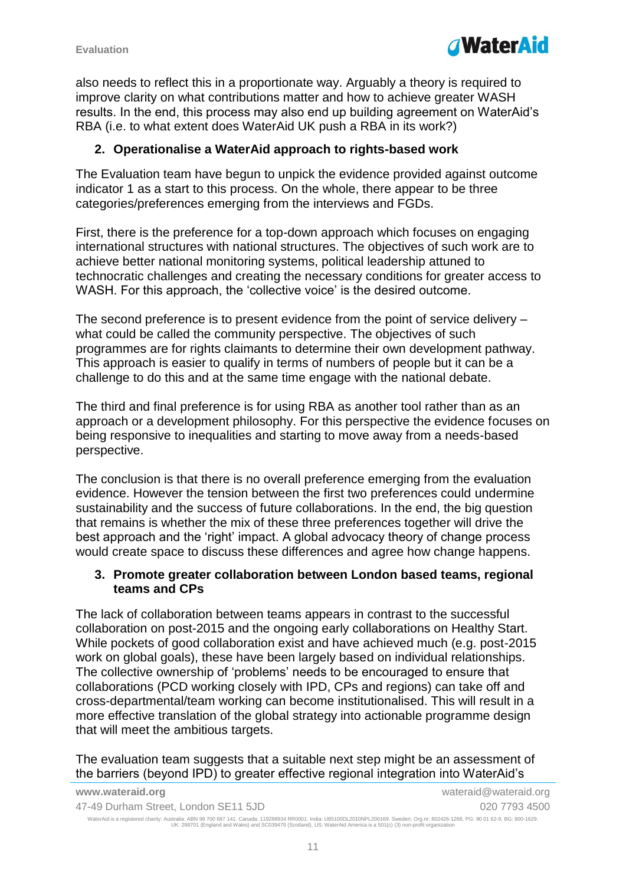also needs to reflect this in a proportionate way. Arguably a theory is required to improve clarity on what contributions matter and how to achieve greater WASH results. In the end, this process may also end up building agreement on WaterAid's RBA (i.e. to what extent does WaterAid UK push a RBA in its work?)

### 2. Operationalise a WaterAid approach to rights-based work

The Evaluation team have begun to unpick the evidence provided against outcome indicator 1 as a start to this process. On the whole, there appear to be three categories/preferences emerging from the interviews and FGDs.

First, there is the preference for a top-down approach which focuses on engaging international structures with national structures. The objectives of such work are to achieve better national monitoring systems, political leadership attuned to technocratic challenges and creating the necessary conditions for greater access to WASH. For this approach, the 'collective voice' is the desired outcome.

The second preference is to present evidence from the point of service delivery – what could be called the community perspective. The objectives of such programmes are for rights claimants to determine their own development pathway. This approach is easier to qualify in terms of numbers of people but it can be a challenge to do this and at the same time engage with the national debate.

The third and final preference is for using RBA as another tool rather than as an approach or a development philosophy. For this perspective the evidence focuses on being responsive to inequalities and starting to move away from a needs-based perspective.

The conclusion is that there is no overall preference emerging from the evaluation evidence. However the tension between the first two preferences could undermine sustainability and the success of future collaborations. In the end, the big question that remains is whether the mix of these three preferences together will drive the best approach and the 'right' impact. A global advocacy theory of change process would create space to discuss these differences and agree how change happens.

### 3. Promote greater collaboration between London based teams, regional teams and CPs

The lack of collaboration between teams appears in contrast to the successful collaboration on post-2015 and the ongoing early collaborations on Healthy Start. While pockets of good collaboration exist and have achieved much (e.g. post-2015 work on global goals), these have been largely based on individual relationships. The collective ownership of 'problems' needs to be encouraged to ensure that collaborations (PCD working closely with IPD, CPs and regions) can take off and cross-departmental/team working can become institutionalised. This will result in a more effective translation of the global strategy into actionable programme design that will meet the ambitious targets.

The evaluation team suggests that a suitable next step might be an assessment of the barriers (beyond IPD) to greater effective regional integration into WaterAid's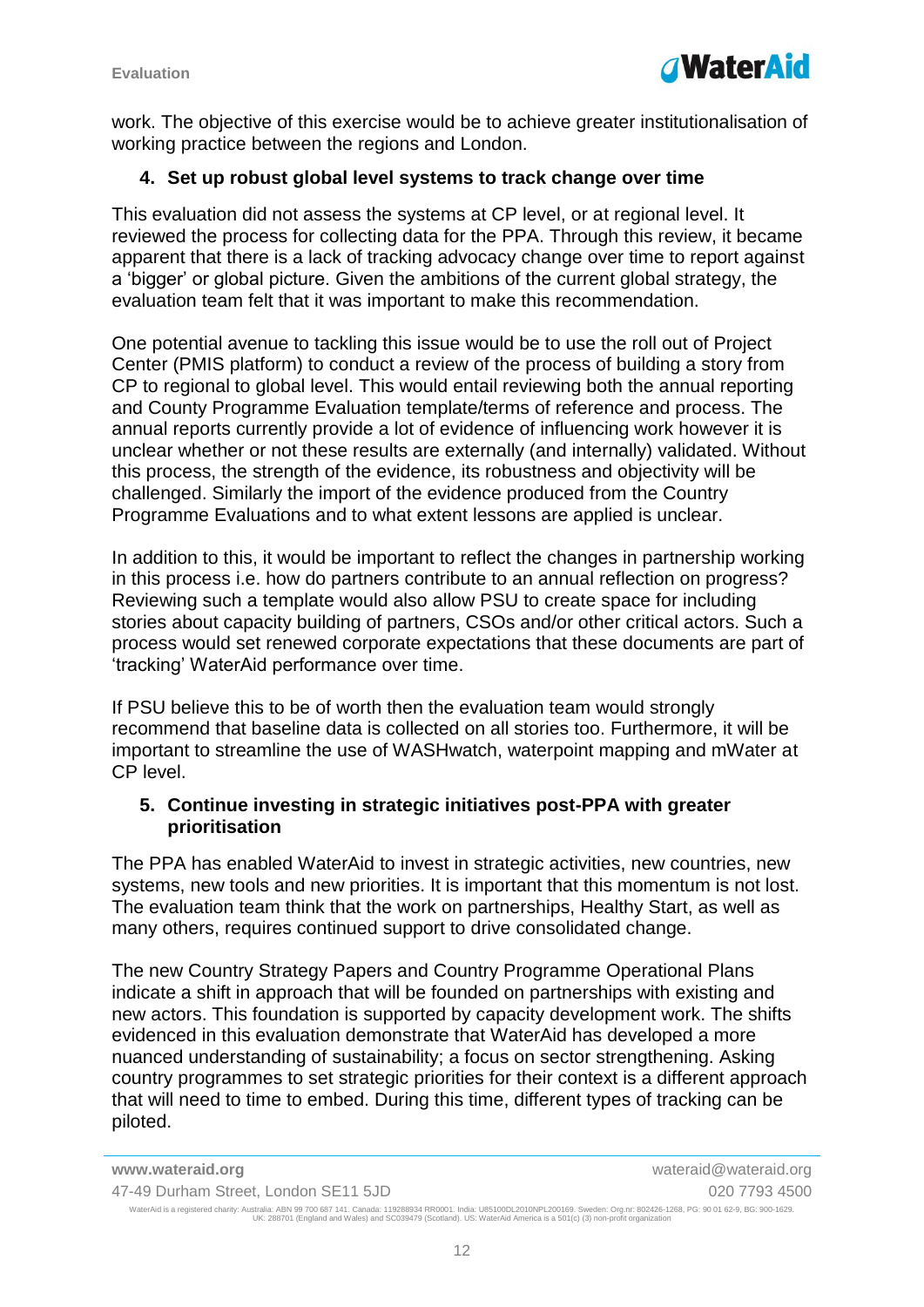work. The objective of this exercise would be to achieve greater institutionalisation of working practice between the regions and London.

### 4. Set up robust global level systems to track change over time

This evaluation did not assess the systems at CP level, or at regional level. It reviewed the process for collecting data for the PPA. Through this review, it became apparent that there is a lack of tracking advocacy change over time to report against a 'bigger' or global picture. Given the ambitions of the current global strategy, the evaluation team felt that it was important to make this recommendation.

One potential avenue to tackling this issue would be to use the roll out of Project Center (PMIS platform) to conduct a review of the process of building a story from CP to regional to global level. This would entail reviewing both the annual reporting and County Programme Evaluation template/terms of reference and process. The annual reports currently provide a lot of evidence of influencing work however it is unclear whether or not these results are externally (and internally) validated. Without this process, the strength of the evidence, its robustness and objectivity will be challenged. Similarly the import of the evidence produced from the Country Programme Evaluations and to what extent lessons are applied is unclear.

In addition to this, it would be important to reflect the changes in partnership working in this process i.e. how do partners contribute to an annual reflection on progress? Reviewing such a template would also allow PSU to create space for including stories about capacity building of partners, CSOs and/or other critical actors. Such a process would set renewed corporate expectations that these documents are part of 'tracking' WaterAid performance over time.

If PSU believe this to be of worth then the evaluation team would strongly recommend that baseline data is collected on all stories too. Furthermore, it will be important to streamline the use of WASHwatch, waterpoint mapping and mWater at CP level.

### 5. Continue investing in strategic initiatives post-PPA with greater prioritisation

The PPA has enabled WaterAid to invest in strategic activities, new countries, new systems, new tools and new priorities. It is important that this momentum is not lost. The evaluation team think that the work on partnerships, Healthy Start, as well as many others, requires continued support to drive consolidated change.

The new Country Strategy Papers and Country Programme Operational Plans indicate a shift in approach that will be founded on partnerships with existing and new actors. This foundation is supported by capacity development work. The shifts evidenced in this evaluation demonstrate that WaterAid has developed a more nuanced understanding of sustainability; a focus on sector strengthening. Asking country programmes to set strategic priorities for their context is a different approach that will need to time to embed. During this time, different types of tracking can be piloted.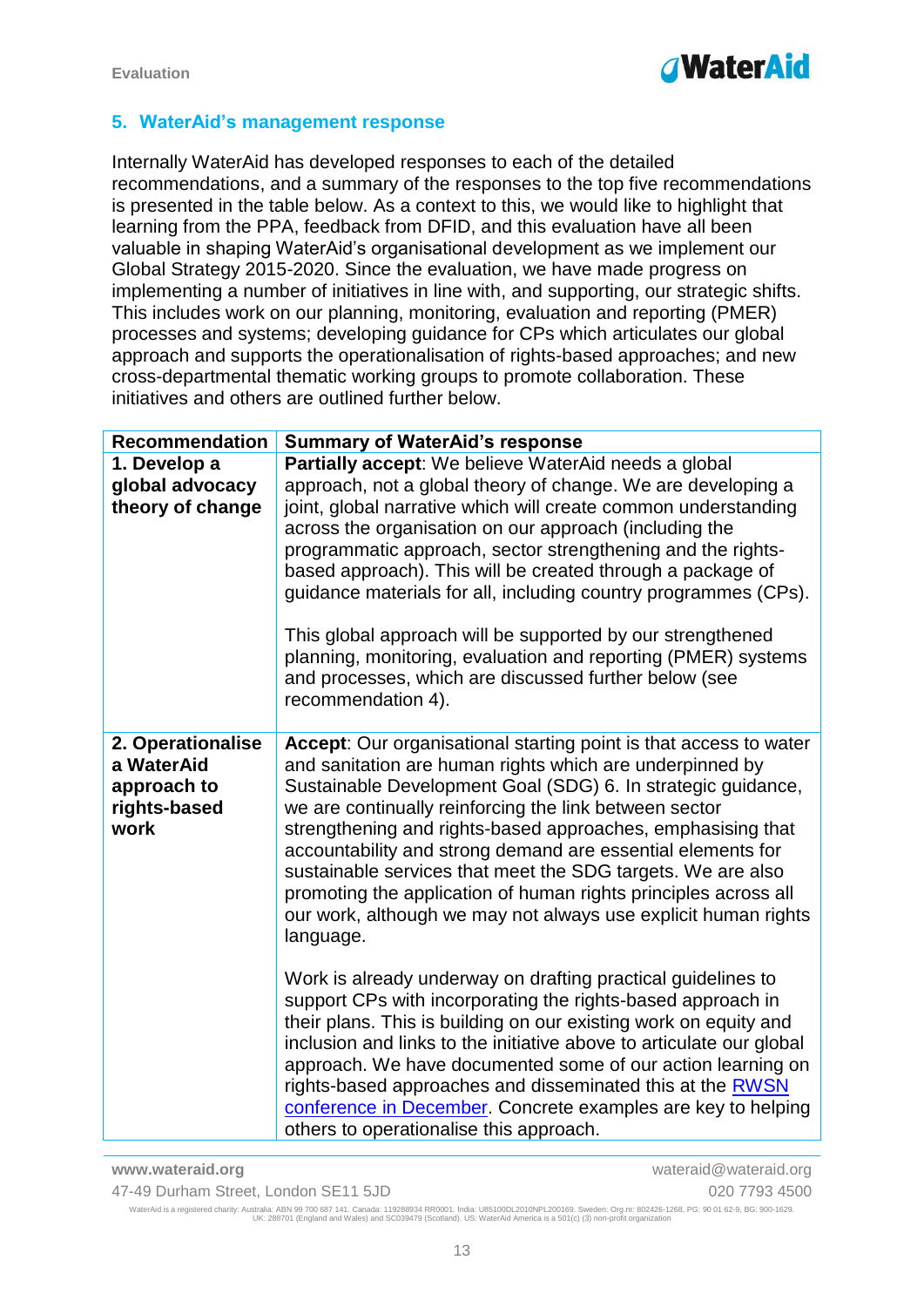## 5. WaterAid's management response

Internally WaterAid has developed responses to each of the detailed recommendations, and a summary of the responses to the top five recommendations is presented in the table below. As a context to this, we would like to highlight that learning from the PPA, feedback from DFID, and this evaluation have all been valuable in shaping WaterAid's organisational development as we implement our Global Strategy 2015-2020. Since the evaluation, we have made progress on implementing a number of initiatives in line with, and supporting, our strategic shifts. This includes work on our planning, monitoring, evaluation and reporting (PMER) processes and systems; developing guidance for CPs which articulates our global approach and supports the operationalisation of rights-based approaches; and new cross-departmental thematic working groups to promote collaboration. These initiatives and others are outlined further below.

| Recommendation | Summary of WaterAid's response |
|---|---|
| **1. Develop a global advocacy theory of change** | **Partially accept**: We believe WaterAid needs a global approach, not a global theory of change. We are developing a joint, global narrative which will create common understanding across the organisation on our approach (including the programmatic approach, sector strengthening and the rights-based approach). This will be created through a package of guidance materials for all, including country programmes (CPs).<br><br>This global approach will be supported by our strengthened planning, monitoring, evaluation and reporting (PMER) systems and processes, which are discussed further below (see recommendation 4). |
| **2. Operationalise a WaterAid approach to rights-based work** | **Accept**: Our organisational starting point is that access to water and sanitation are human rights which are underpinned by Sustainable Development Goal (SDG) 6. In strategic guidance, we are continually reinforcing the link between sector strengthening and rights-based approaches, emphasising that accountability and strong demand are essential elements for sustainable services that meet the SDG targets. We are also promoting the application of human rights principles across all our work, although we may not always use explicit human rights language.<br><br>Work is already underway on drafting practical guidelines to support CPs with incorporating the rights-based approach in their plans. This is building on our existing work on equity and inclusion and links to the initiative above to articulate our global approach. We have documented some of our action learning on rights-based approaches and disseminated this at the RWSN conference in December. Concrete examples are key to helping others to operationalise this approach. |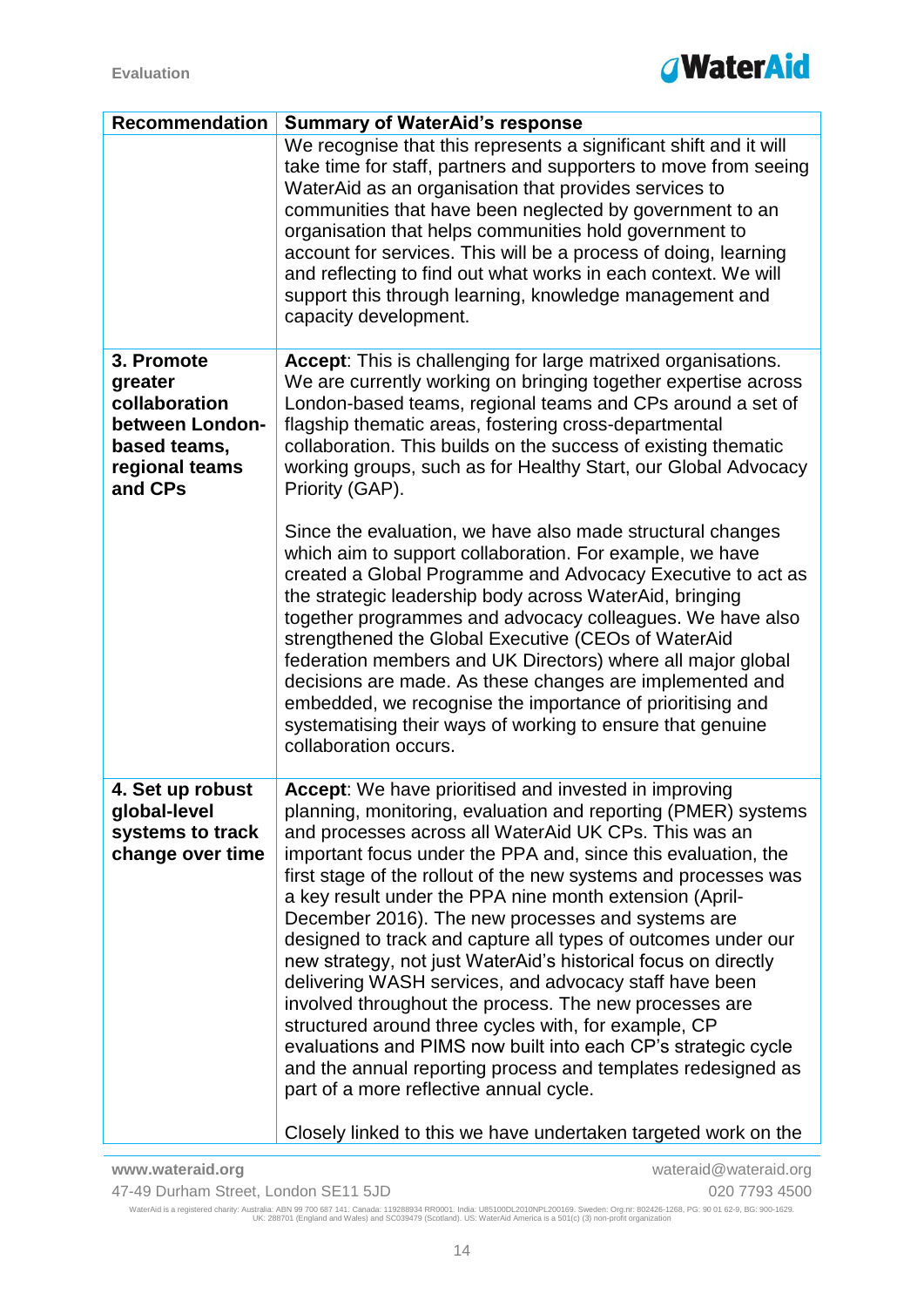| Recommendation | Summary of WaterAid's response |
|---|---|
| | We recognise that this represents a significant shift and it will take time for staff, partners and supporters to move from seeing WaterAid as an organisation that provides services to communities that have been neglected by government to an organisation that helps communities hold government to account for services. This will be a process of doing, learning and reflecting to find out what works in each context. We will support this through learning, knowledge management and capacity development. |
| **3. Promote greater collaboration between London-based teams, regional teams and CPs** | **Accept**: This is challenging for large matrixed organisations. We are currently working on bringing together expertise across London-based teams, regional teams and CPs around a set of flagship thematic areas, fostering cross-departmental collaboration. This builds on the success of existing thematic working groups, such as for Healthy Start, our Global Advocacy Priority (GAP).<br><br>Since the evaluation, we have also made structural changes which aim to support collaboration. For example, we have created a Global Programme and Advocacy Executive to act as the strategic leadership body across WaterAid, bringing together programmes and advocacy colleagues. We have also strengthened the Global Executive (CEOs of WaterAid federation members and UK Directors) where all major global decisions are made. As these changes are implemented and embedded, we recognise the importance of prioritising and systematising their ways of working to ensure that genuine collaboration occurs. |
| **4. Set up robust global-level systems to track change over time** | **Accept**: We have prioritised and invested in improving planning, monitoring, evaluation and reporting (PMER) systems and processes across all WaterAid UK CPs. This was an important focus under the PPA and, since this evaluation, the first stage of the rollout of the new systems and processes was a key result under the PPA nine month extension (April-December 2016). The new processes and systems are designed to track and capture all types of outcomes under our new strategy, not just WaterAid's historical focus on directly delivering WASH services, and advocacy staff have been involved throughout the process. The new processes are structured around three cycles with, for example, CP evaluations and PIMS now built into each CP's strategic cycle and the annual reporting process and templates redesigned as part of a more reflective annual cycle.<br><br>Closely linked to this we have undertaken targeted work on the |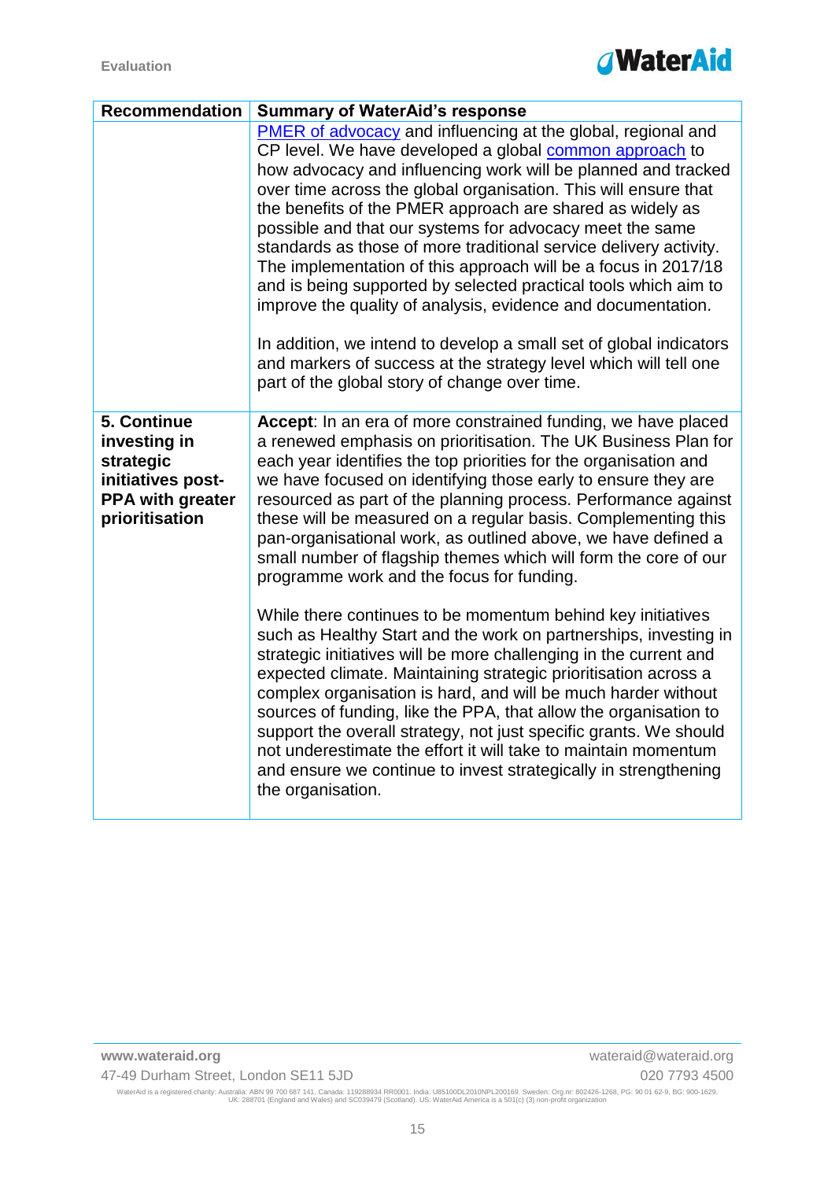| Recommendation | Summary of WaterAid's response |
|---|---|
| | [PMER of advocacy] and influencing at the global, regional and CP level. We have developed a global [common approach] to how advocacy and influencing work will be planned and tracked over time across the global organisation. This will ensure that the benefits of the PMER approach are shared as widely as possible and that our systems for advocacy meet the same standards as those of more traditional service delivery activity. The implementation of this approach will be a focus in 2017/18 and is being supported by selected practical tools which aim to improve the quality of analysis, evidence and documentation.<br><br>In addition, we intend to develop a small set of global indicators and markers of success at the strategy level which will tell one part of the global story of change over time. |
| **5. Continue investing in strategic initiatives post-PPA with greater prioritisation** | **Accept**: In an era of more constrained funding, we have placed a renewed emphasis on prioritisation. The UK Business Plan for each year identifies the top priorities for the organisation and we have focused on identifying those early to ensure they are resourced as part of the planning process. Performance against these will be measured on a regular basis. Complementing this pan-organisational work, as outlined above, we have defined a small number of flagship themes which will form the core of our programme work and the focus for funding.<br><br>While there continues to be momentum behind key initiatives such as Healthy Start and the work on partnerships, investing in strategic initiatives will be more challenging in the current and expected climate. Maintaining strategic prioritisation across a complex organisation is hard, and will be much harder without sources of funding, like the PPA, that allow the organisation to support the overall strategy, not just specific grants. We should not underestimate the effort it will take to maintain momentum and ensure we continue to invest strategically in strengthening the organisation. |